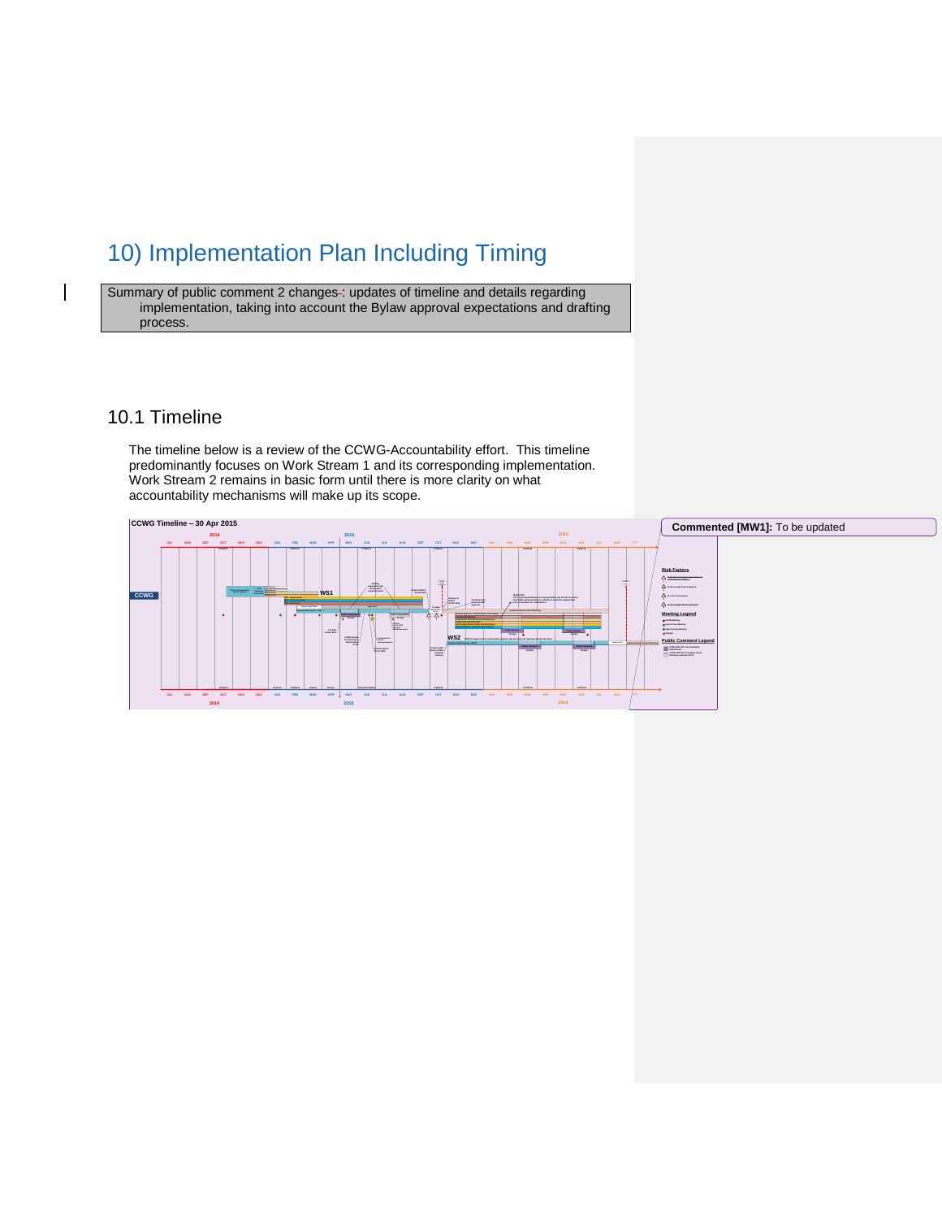# 10) Implementation Plan Including Timing

Summary of public comment 2 changes: updates of timeline and details regarding implementation, taking into account the Bylaw approval expectations and drafting process.

## 10.1 Timeline

The timeline below is a review of the CCWG-Accountability effort. This timeline predominantly focuses on Work Stream 1 and its corresponding implementation. Work Stream 2 remains in basic form until there is more clarity on what accountability mechanisms will make up its scope.

CCWG Timeline – 30 Apr 2015

Commented [MW1]: To be updated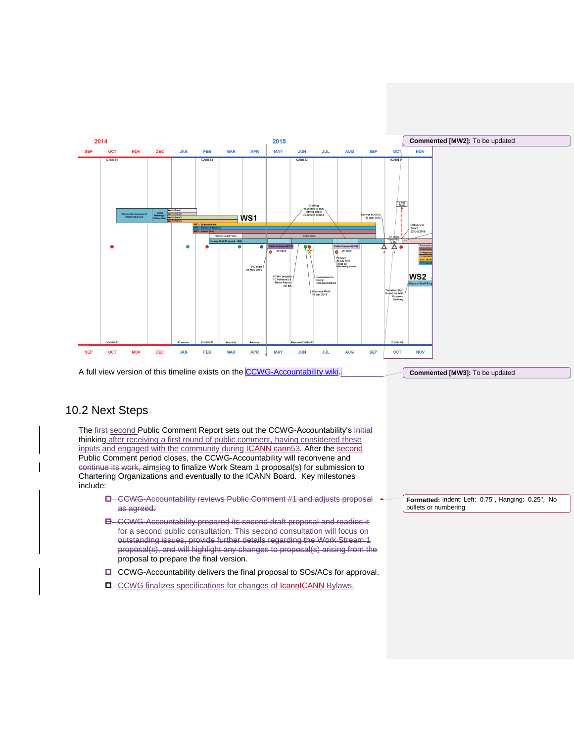A full view version of this timeline exists on the CCWG-Accountability wiki.

Commented [MW2]: To be updated

Commented [MW3]: To be updated

## 10.2 Next Steps

The ~~first~~ second Public Comment Report sets out the CCWG-Accountability's ~~initial~~ thinking after receiving a first round of public comment, having considered these inputs and engaged with the community during ICANN ~~cann~~53. After the second Public Comment period closes, the CCWG-Accountability will reconvene and ~~continue its work, aim~~sing to finalize Work Steam 1 proposal(s) for submission to Chartering Organizations and eventually to the ICANN Board. Key milestones include:

- ~~CCWG-Accountability reviews Public Comment #1 and adjusts proposal as agreed.~~
- ~~CCWG-Accountability prepared its second draft proposal and readies it for a second public consultation. This second consultation will focus on outstanding issues, provide further details regarding the Work Stream 1 proposal(s), and will highlight any changes to proposal(s) arising from the~~ proposal to prepare the final version.
- CCWG-Accountability delivers the final proposal to SOs/ACs for approval.
- CCWG finalizes specifications for changes of ~~Icann~~ICANN Bylaws.

Formatted: Indent: Left: 0.75", Hanging: 0.25", No bullets or numbering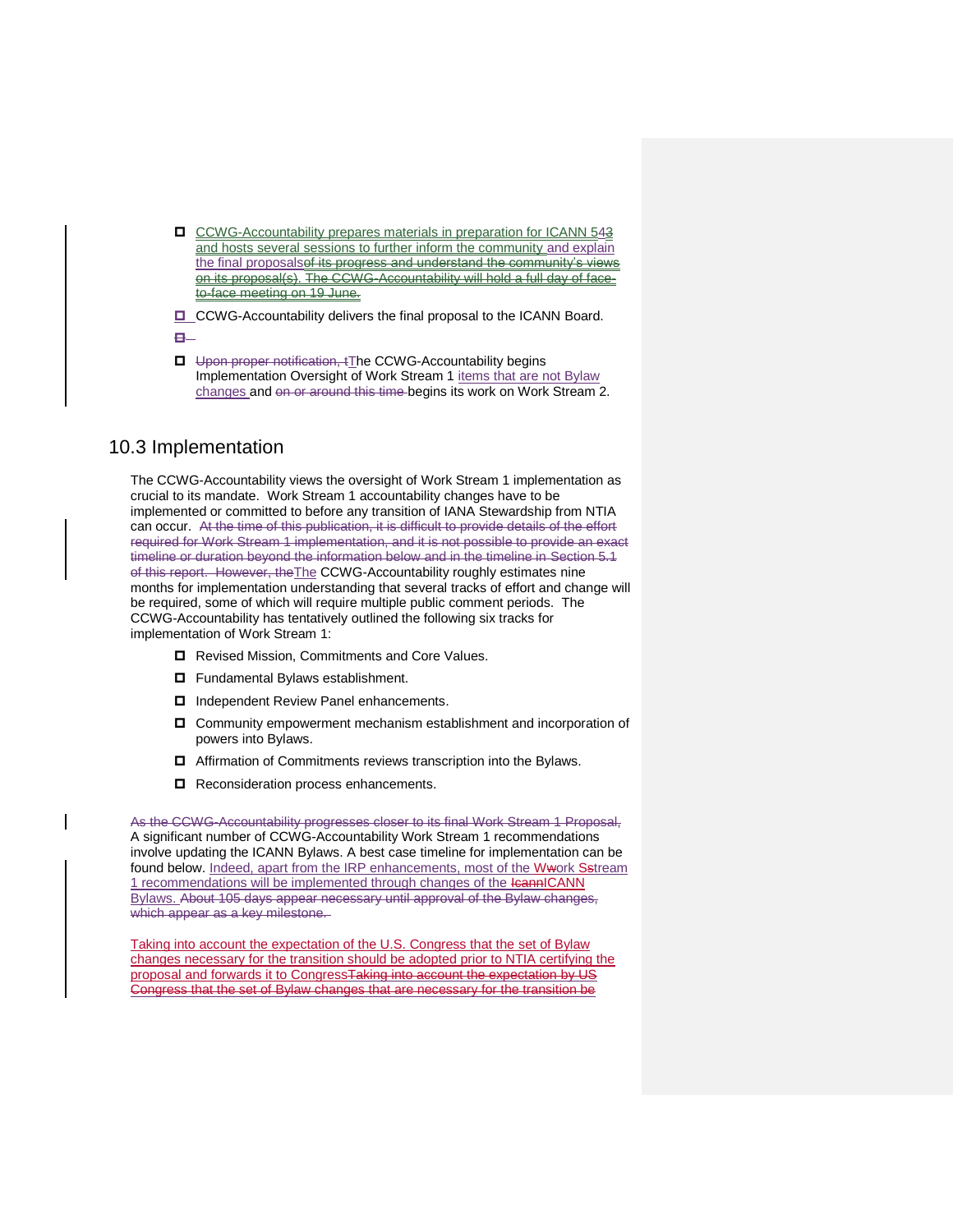- CCWG-Accountability prepares materials in preparation for ICANN 54~~3~~ and hosts several sessions to further inform the community and explain the final proposals~~of its progress and understand the community's views on its proposal(s). The CCWG-Accountability will hold a full day of face-to-face meeting on 19 June.~~
- CCWG-Accountability delivers the final proposal to the ICANN Board.
- ~~Upon proper notification, t~~The CCWG-Accountability begins Implementation Oversight of Work Stream 1 items that are not Bylaw changes and ~~on or around this time~~ begins its work on Work Stream 2.

## 10.3 Implementation

The CCWG-Accountability views the oversight of Work Stream 1 implementation as crucial to its mandate. Work Stream 1 accountability changes have to be implemented or committed to before any transition of IANA Stewardship from NTIA can occur. ~~At the time of this publication, it is difficult to provide details of the effort required for Work Stream 1 implementation, and it is not possible to provide an exact timeline or duration beyond the information below and in the timeline in Section 5.1 of this report. However, the~~The CCWG-Accountability roughly estimates nine months for implementation understanding that several tracks of effort and change will be required, some of which will require multiple public comment periods. The CCWG-Accountability has tentatively outlined the following six tracks for implementation of Work Stream 1:

- Revised Mission, Commitments and Core Values.
- Fundamental Bylaws establishment.
- Independent Review Panel enhancements.
- Community empowerment mechanism establishment and incorporation of powers into Bylaws.
- Affirmation of Commitments reviews transcription into the Bylaws.
- Reconsideration process enhancements.

~~As the CCWG-Accountability progresses closer to its final Work Stream 1 Proposal,~~ A significant number of CCWG-Accountability Work Stream 1 recommendations involve updating the ICANN Bylaws. A best case timeline for implementation can be found below. Indeed, apart from the IRP enhancements, most of the W~~w~~ork S~~s~~tream 1 recommendations will be implemented through changes of the ~~Icann~~ICANN Bylaws. ~~About 105 days appear necessary until approval of the Bylaw changes, which appear as a key milestone.~~

Taking into account the expectation of the U.S. Congress that the set of Bylaw changes necessary for the transition should be adopted prior to NTIA certifying the proposal and forwards it to Congress~~Taking into account the expectation by US Congress that the set of Bylaw changes that are necessary for the transition be~~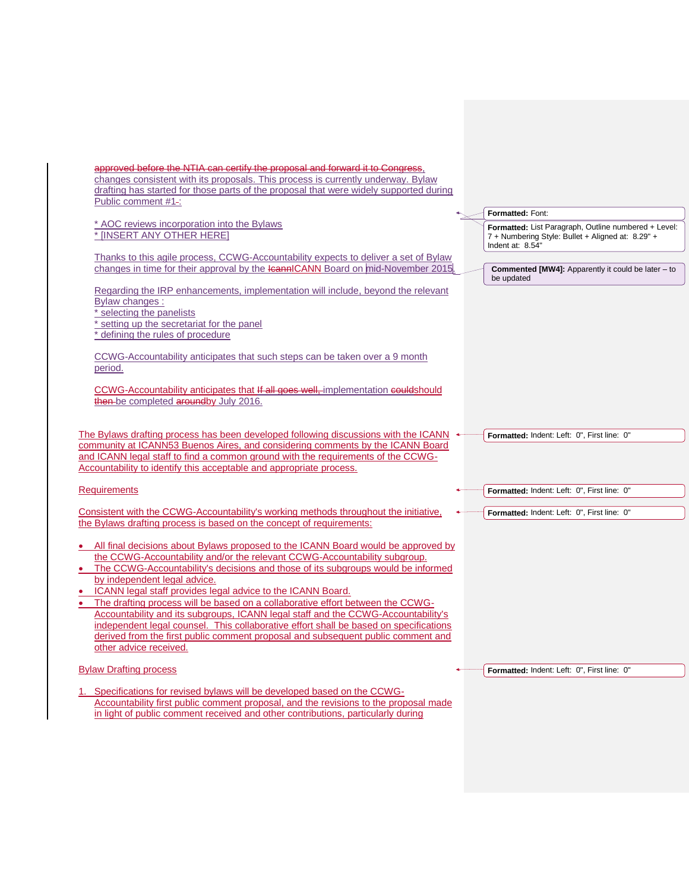approved before the NTIA can certify the proposal and forward it to Congress, changes consistent with its proposals. This process is currently underway. Bylaw drafting has started for those parts of the proposal that were widely supported during Public comment #1-:

* AOC reviews incorporation into the Bylaws
* [INSERT ANY OTHER HERE]

Thanks to this agile process, CCWG-Accountability expects to deliver a set of Bylaw changes in time for their approval by the IcannICANN Board on mid-November 2015.

Regarding the IRP enhancements, implementation will include, beyond the relevant Bylaw changes :
* selecting the panelists
* setting up the secretariat for the panel
* defining the rules of procedure

CCWG-Accountability anticipates that such steps can be taken over a 9 month period.

CCWG-Accountability anticipates that If all goes well, implementation couldshould then be completed aroundby July 2016.

The Bylaws drafting process has been developed following discussions with the ICANN community at ICANN53 Buenos Aires, and considering comments by the ICANN Board and ICANN legal staff to find a common ground with the requirements of the CCWG-Accountability to identify this acceptable and appropriate process.

Requirements

Consistent with the CCWG-Accountability's working methods throughout the initiative, the Bylaws drafting process is based on the concept of requirements:

- All final decisions about Bylaws proposed to the ICANN Board would be approved by the CCWG-Accountability and/or the relevant CCWG-Accountability subgroup.
- The CCWG-Accountability's decisions and those of its subgroups would be informed by independent legal advice.
- ICANN legal staff provides legal advice to the ICANN Board.
- The drafting process will be based on a collaborative effort between the CCWG-Accountability and its subgroups, ICANN legal staff and the CCWG-Accountability's independent legal counsel. This collaborative effort shall be based on specifications derived from the first public comment proposal and subsequent public comment and other advice received.

Bylaw Drafting process

1. Specifications for revised bylaws will be developed based on the CCWG-Accountability first public comment proposal, and the revisions to the proposal made in light of public comment received and other contributions, particularly during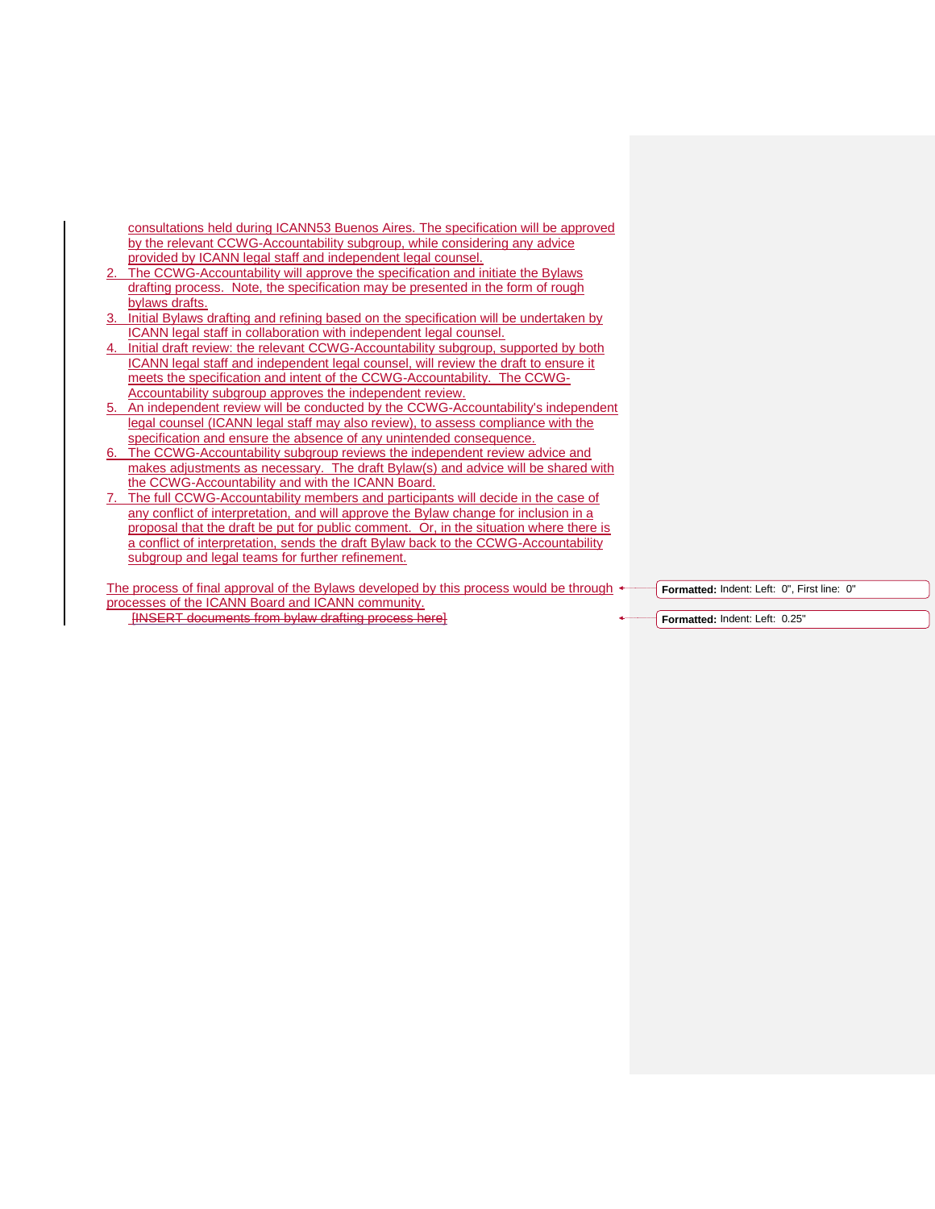consultations held during ICANN53 Buenos Aires. The specification will be approved by the relevant CCWG-Accountability subgroup, while considering any advice provided by ICANN legal staff and independent legal counsel.

2. The CCWG-Accountability will approve the specification and initiate the Bylaws drafting process. Note, the specification may be presented in the form of rough bylaws drafts.
3. Initial Bylaws drafting and refining based on the specification will be undertaken by ICANN legal staff in collaboration with independent legal counsel.
4. Initial draft review: the relevant CCWG-Accountability subgroup, supported by both ICANN legal staff and independent legal counsel, will review the draft to ensure it meets the specification and intent of the CCWG-Accountability. The CCWG-Accountability subgroup approves the independent review.
5. An independent review will be conducted by the CCWG-Accountability's independent legal counsel (ICANN legal staff may also review), to assess compliance with the specification and ensure the absence of any unintended consequence.
6. The CCWG-Accountability subgroup reviews the independent review advice and makes adjustments as necessary. The draft Bylaw(s) and advice will be shared with the CCWG-Accountability and with the ICANN Board.
7. The full CCWG-Accountability members and participants will decide in the case of any conflict of interpretation, and will approve the Bylaw change for inclusion in a proposal that the draft be put for public comment. Or, in the situation where there is a conflict of interpretation, sends the draft Bylaw back to the CCWG-Accountability subgroup and legal teams for further refinement.

The process of final approval of the Bylaws developed by this process would be through processes of the ICANN Board and ICANN community.

~~[INSERT documents from bylaw drafting process here]~~